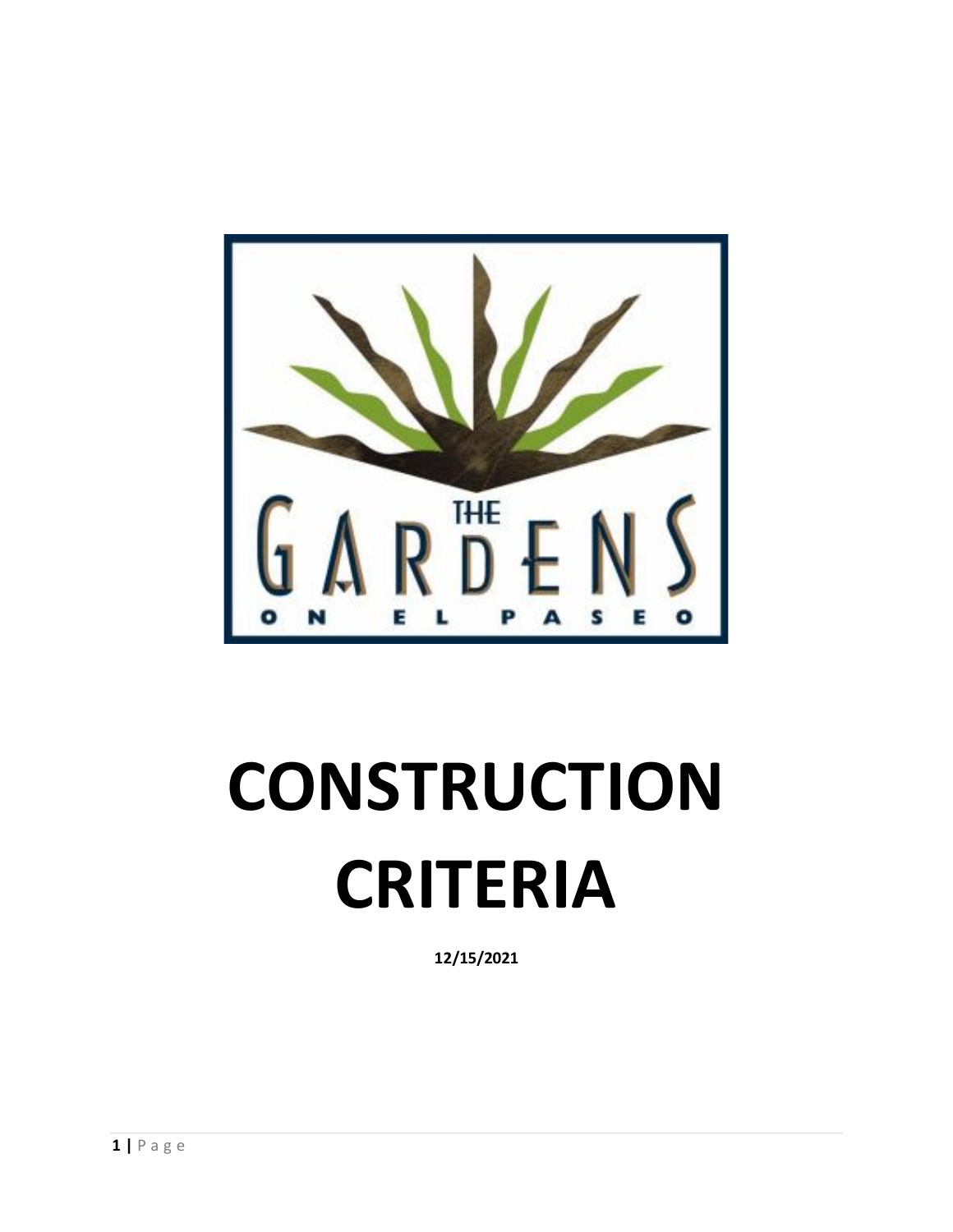# CONSTRUCTION CRITERIA

**12/15/2021**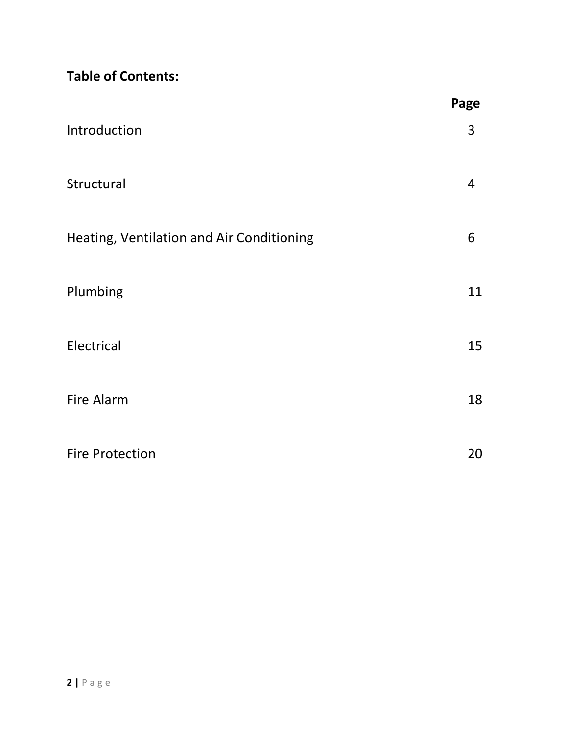**Table of Contents:**

| | Page |
| --- | --- |
| Introduction | 3 |
| Structural | 4 |
| Heating, Ventilation and Air Conditioning | 6 |
| Plumbing | 11 |
| Electrical | 15 |
| Fire Alarm | 18 |
| Fire Protection | 20 |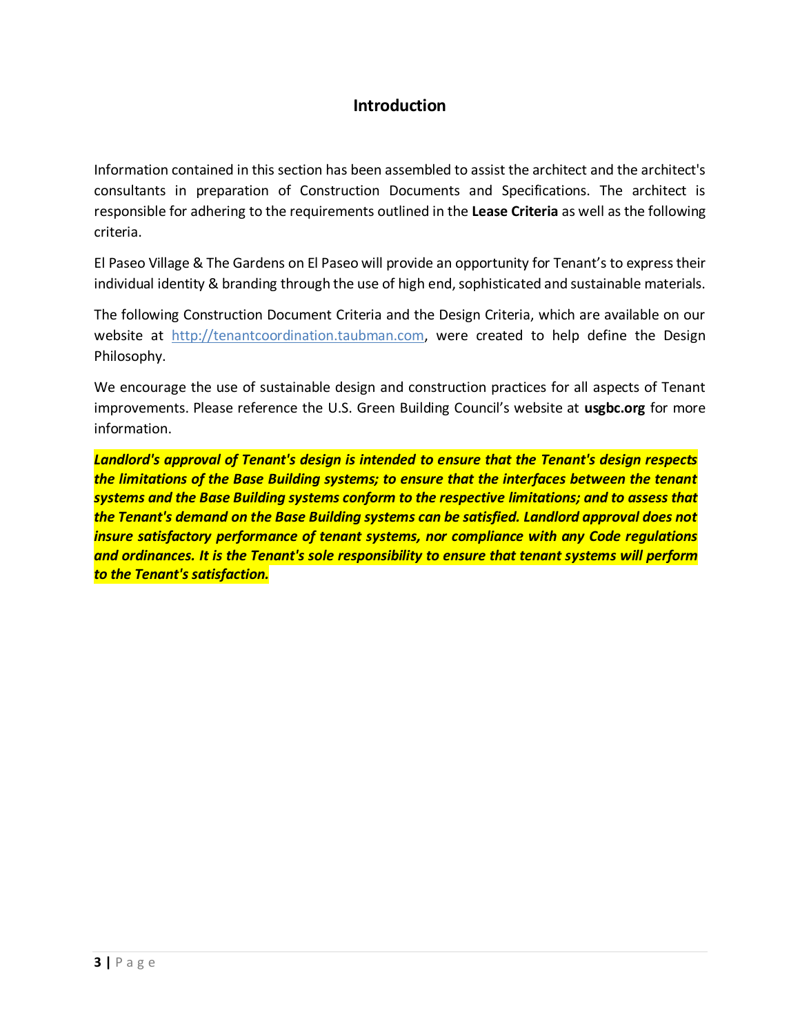# Introduction

Information contained in this section has been assembled to assist the architect and the architect's consultants in preparation of Construction Documents and Specifications. The architect is responsible for adhering to the requirements outlined in the **Lease Criteria** as well as the following criteria.

El Paseo Village & The Gardens on El Paseo will provide an opportunity for Tenant's to express their individual identity & branding through the use of high end, sophisticated and sustainable materials.

The following Construction Document Criteria and the Design Criteria, which are available on our website at http://tenantcoordination.taubman.com, were created to help define the Design Philosophy.

We encourage the use of sustainable design and construction practices for all aspects of Tenant improvements. Please reference the U.S. Green Building Council's website at **usgbc.org** for more information.

***Landlord's approval of Tenant's design is intended to ensure that the Tenant's design respects the limitations of the Base Building systems; to ensure that the interfaces between the tenant systems and the Base Building systems conform to the respective limitations; and to assess that the Tenant's demand on the Base Building systems can be satisfied. Landlord approval does not insure satisfactory performance of tenant systems, nor compliance with any Code regulations and ordinances. It is the Tenant's sole responsibility to ensure that tenant systems will perform to the Tenant's satisfaction.***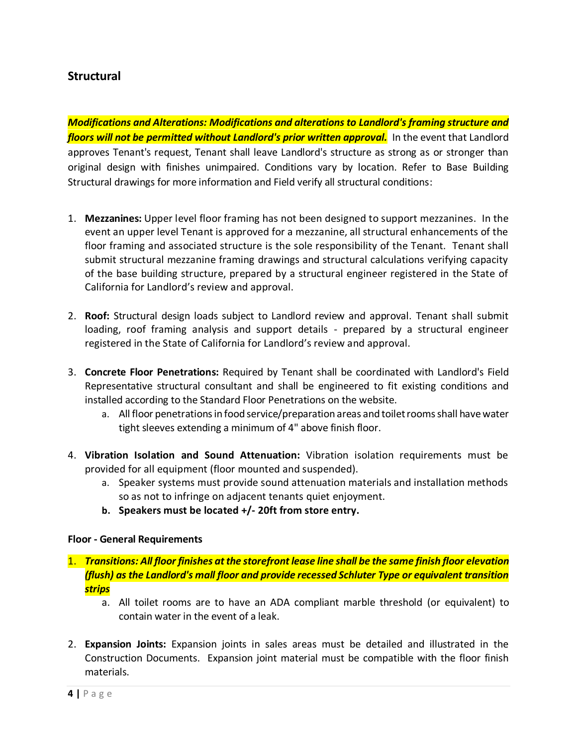## Structural

***Modifications and Alterations: Modifications and alterations to Landlord's framing structure and floors will not be permitted without Landlord's prior written approval.*** In the event that Landlord approves Tenant's request, Tenant shall leave Landlord's structure as strong as or stronger than original design with finishes unimpaired. Conditions vary by location. Refer to Base Building Structural drawings for more information and Field verify all structural conditions:

1. **Mezzanines:** Upper level floor framing has not been designed to support mezzanines. In the event an upper level Tenant is approved for a mezzanine, all structural enhancements of the floor framing and associated structure is the sole responsibility of the Tenant. Tenant shall submit structural mezzanine framing drawings and structural calculations verifying capacity of the base building structure, prepared by a structural engineer registered in the State of California for Landlord's review and approval.

2. **Roof:** Structural design loads subject to Landlord review and approval. Tenant shall submit loading, roof framing analysis and support details - prepared by a structural engineer registered in the State of California for Landlord's review and approval.

3. **Concrete Floor Penetrations:** Required by Tenant shall be coordinated with Landlord's Field Representative structural consultant and shall be engineered to fit existing conditions and installed according to the Standard Floor Penetrations on the website.
   a. All floor penetrations in food service/preparation areas and toilet rooms shall have water tight sleeves extending a minimum of 4" above finish floor.

4. **Vibration Isolation and Sound Attenuation:** Vibration isolation requirements must be provided for all equipment (floor mounted and suspended).
   a. Speaker systems must provide sound attenuation materials and installation methods so as not to infringe on adjacent tenants quiet enjoyment.
   b. **Speakers must be located +/- 20ft from store entry.**

### Floor - General Requirements

1. ***Transitions: All floor finishes at the storefront lease line shall be the same finish floor elevation (flush) as the Landlord's mall floor and provide recessed Schluter Type or equivalent transition strips***
   a. All toilet rooms are to have an ADA compliant marble threshold (or equivalent) to contain water in the event of a leak.

2. **Expansion Joints:** Expansion joints in sales areas must be detailed and illustrated in the Construction Documents. Expansion joint material must be compatible with the floor finish materials.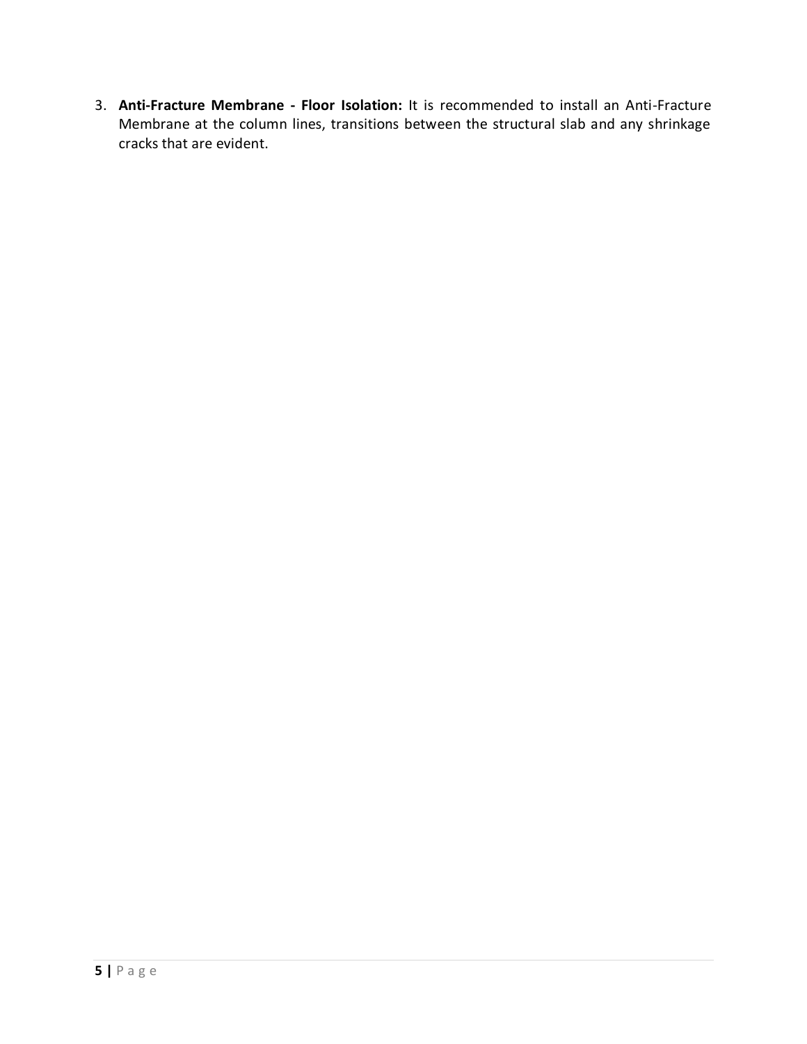3. **Anti-Fracture Membrane - Floor Isolation:** It is recommended to install an Anti-Fracture Membrane at the column lines, transitions between the structural slab and any shrinkage cracks that are evident.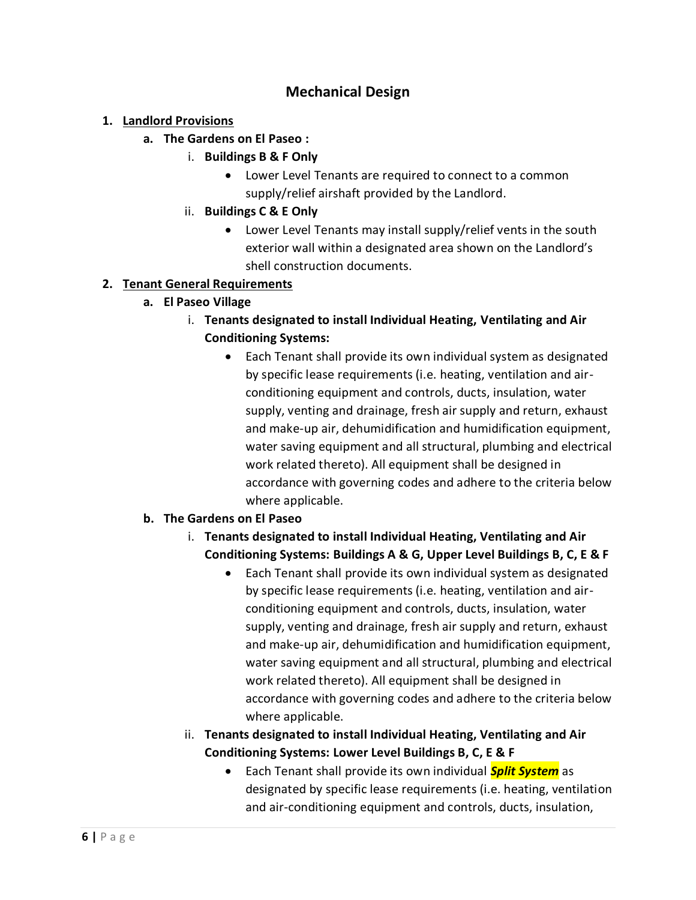## Mechanical Design

1. **Landlord Provisions**
   a. **The Gardens on El Paseo :**
      i. **Buildings B & F Only**
         - Lower Level Tenants are required to connect to a common supply/relief airshaft provided by the Landlord.

      ii. **Buildings C & E Only**
         - Lower Level Tenants may install supply/relief vents in the south exterior wall within a designated area shown on the Landlord's shell construction documents.

2. **Tenant General Requirements**
   a. **El Paseo Village**
      i. **Tenants designated to install Individual Heating, Ventilating and Air Conditioning Systems:**
         - Each Tenant shall provide its own individual system as designated by specific lease requirements (i.e. heating, ventilation and air-conditioning equipment and controls, ducts, insulation, water supply, venting and drainage, fresh air supply and return, exhaust and make-up air, dehumidification and humidification equipment, water saving equipment and all structural, plumbing and electrical work related thereto). All equipment shall be designed in accordance with governing codes and adhere to the criteria below where applicable.

   b. **The Gardens on El Paseo**
      i. **Tenants designated to install Individual Heating, Ventilating and Air Conditioning Systems: Buildings A & G, Upper Level Buildings B, C, E & F**
         - Each Tenant shall provide its own individual system as designated by specific lease requirements (i.e. heating, ventilation and air-conditioning equipment and controls, ducts, insulation, water supply, venting and drainage, fresh air supply and return, exhaust and make-up air, dehumidification and humidification equipment, water saving equipment and all structural, plumbing and electrical work related thereto). All equipment shall be designed in accordance with governing codes and adhere to the criteria below where applicable.

      ii. **Tenants designated to install Individual Heating, Ventilating and Air Conditioning Systems: Lower Level Buildings B, C, E & F**
         - Each Tenant shall provide its own individual ***Split System*** as designated by specific lease requirements (i.e. heating, ventilation and air-conditioning equipment and controls, ducts, insulation,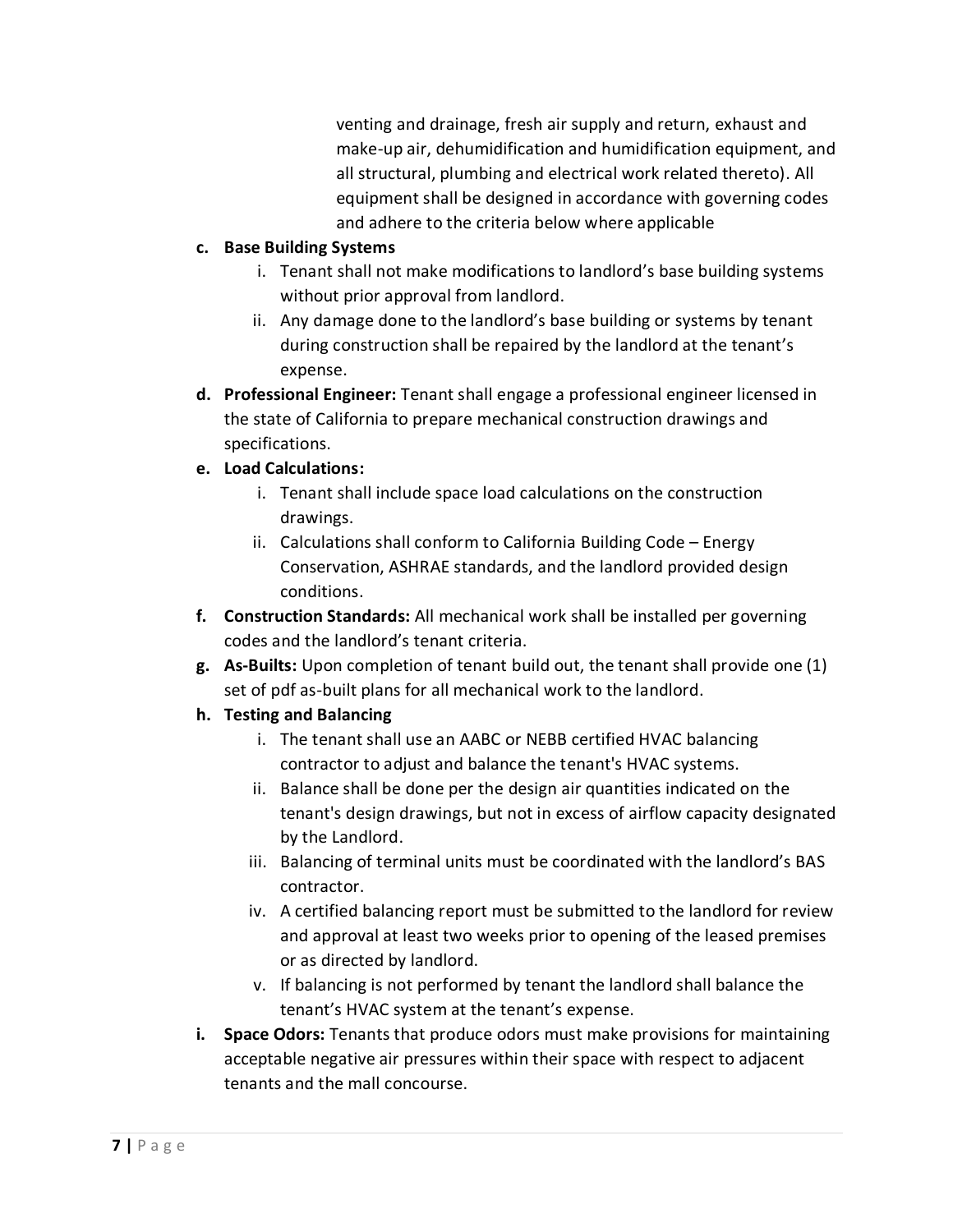venting and drainage, fresh air supply and return, exhaust and make-up air, dehumidification and humidification equipment, and all structural, plumbing and electrical work related thereto). All equipment shall be designed in accordance with governing codes and adhere to the criteria below where applicable

c. **Base Building Systems**
   i. Tenant shall not make modifications to landlord's base building systems without prior approval from landlord.
   ii. Any damage done to the landlord's base building or systems by tenant during construction shall be repaired by the landlord at the tenant's expense.

d. **Professional Engineer:** Tenant shall engage a professional engineer licensed in the state of California to prepare mechanical construction drawings and specifications.

e. **Load Calculations:**
   i. Tenant shall include space load calculations on the construction drawings.
   ii. Calculations shall conform to California Building Code – Energy Conservation, ASHRAE standards, and the landlord provided design conditions.

f. **Construction Standards:** All mechanical work shall be installed per governing codes and the landlord's tenant criteria.

g. **As-Builts:** Upon completion of tenant build out, the tenant shall provide one (1) set of pdf as-built plans for all mechanical work to the landlord.

h. **Testing and Balancing**
   i. The tenant shall use an AABC or NEBB certified HVAC balancing contractor to adjust and balance the tenant's HVAC systems.
   ii. Balance shall be done per the design air quantities indicated on the tenant's design drawings, but not in excess of airflow capacity designated by the Landlord.
   iii. Balancing of terminal units must be coordinated with the landlord's BAS contractor.
   iv. A certified balancing report must be submitted to the landlord for review and approval at least two weeks prior to opening of the leased premises or as directed by landlord.
   v. If balancing is not performed by tenant the landlord shall balance the tenant's HVAC system at the tenant's expense.

i. **Space Odors:** Tenants that produce odors must make provisions for maintaining acceptable negative air pressures within their space with respect to adjacent tenants and the mall concourse.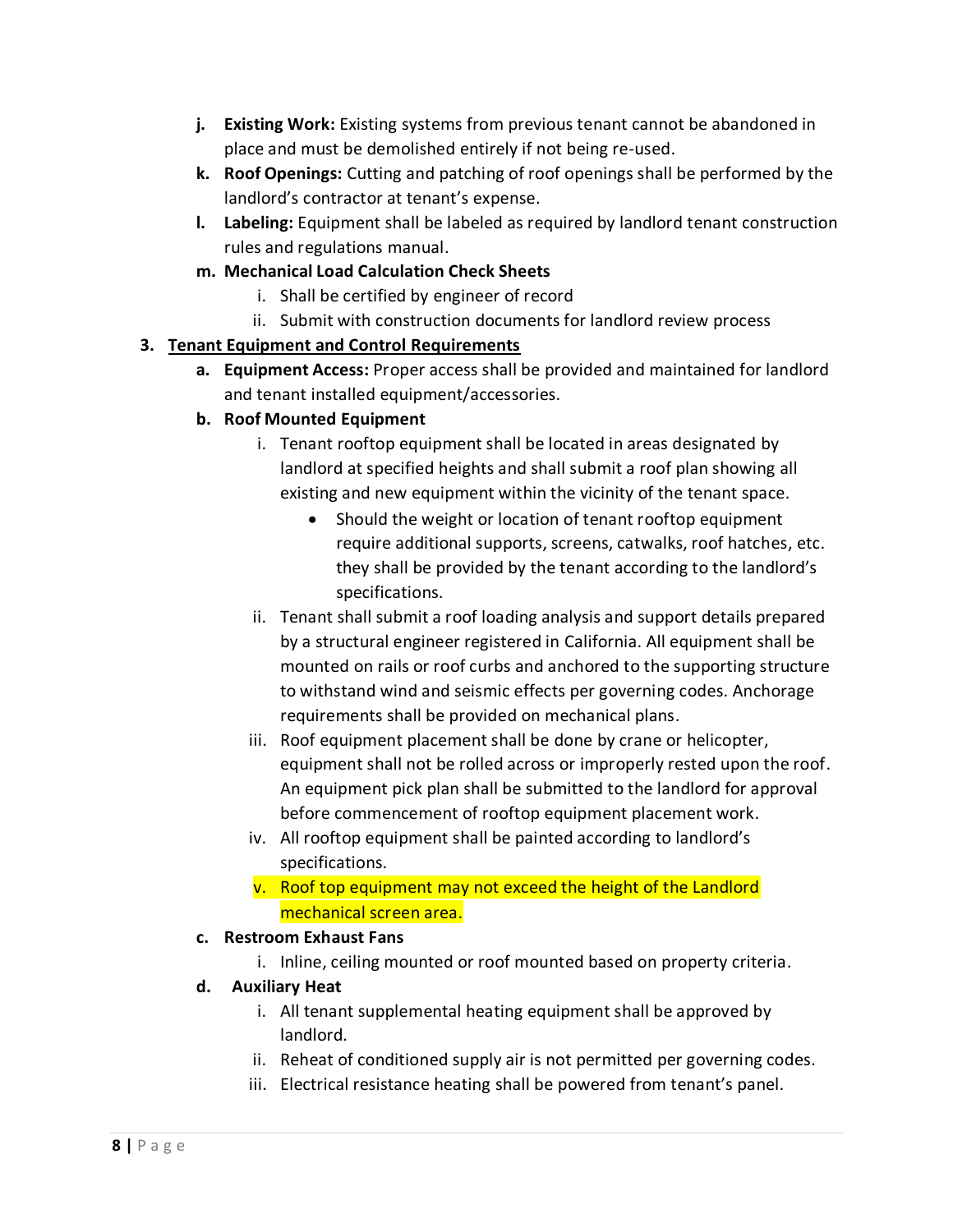j. **Existing Work:** Existing systems from previous tenant cannot be abandoned in place and must be demolished entirely if not being re-used.

k. **Roof Openings:** Cutting and patching of roof openings shall be performed by the landlord's contractor at tenant's expense.

l. **Labeling:** Equipment shall be labeled as required by landlord tenant construction rules and regulations manual.

m. **Mechanical Load Calculation Check Sheets**

   i. Shall be certified by engineer of record

   ii. Submit with construction documents for landlord review process

3. <u>**Tenant Equipment and Control Requirements**</u>

   a. **Equipment Access:** Proper access shall be provided and maintained for landlord and tenant installed equipment/accessories.

   b. **Roof Mounted Equipment**

      i. Tenant rooftop equipment shall be located in areas designated by landlord at specified heights and shall submit a roof plan showing all existing and new equipment within the vicinity of the tenant space.

         - Should the weight or location of tenant rooftop equipment require additional supports, screens, catwalks, roof hatches, etc. they shall be provided by the tenant according to the landlord's specifications.

      ii. Tenant shall submit a roof loading analysis and support details prepared by a structural engineer registered in California. All equipment shall be mounted on rails or roof curbs and anchored to the supporting structure to withstand wind and seismic effects per governing codes. Anchorage requirements shall be provided on mechanical plans.

      iii. Roof equipment placement shall be done by crane or helicopter, equipment shall not be rolled across or improperly rested upon the roof. An equipment pick plan shall be submitted to the landlord for approval before commencement of rooftop equipment placement work.

      iv. All rooftop equipment shall be painted according to landlord's specifications.

      v. Roof top equipment may not exceed the height of the Landlord mechanical screen area.

   c. **Restroom Exhaust Fans**

      i. Inline, ceiling mounted or roof mounted based on property criteria.

   d. **Auxiliary Heat**

      i. All tenant supplemental heating equipment shall be approved by landlord.

      ii. Reheat of conditioned supply air is not permitted per governing codes.

      iii. Electrical resistance heating shall be powered from tenant's panel.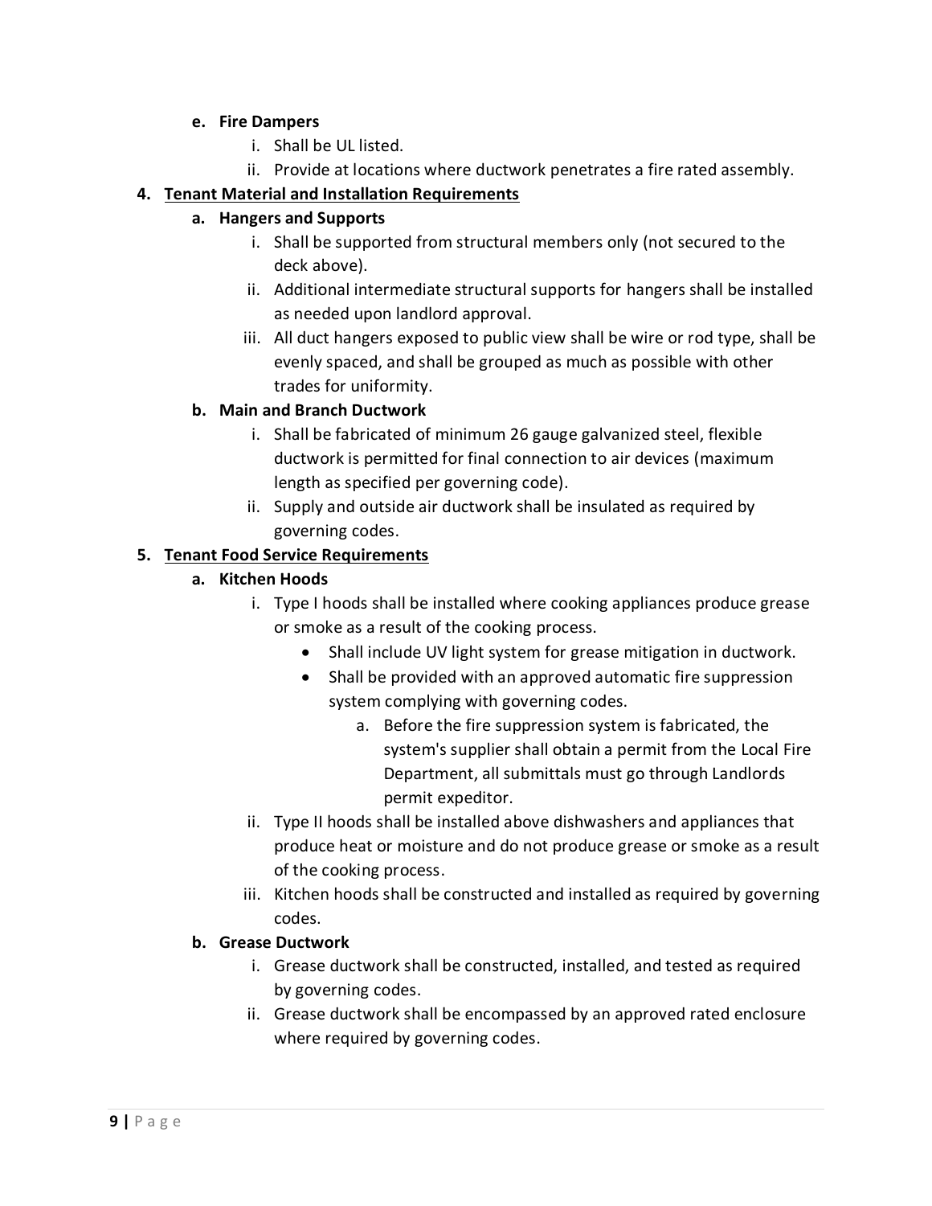e. **Fire Dampers**
    i. Shall be UL listed.
    ii. Provide at locations where ductwork penetrates a fire rated assembly.

4. **<u>Tenant Material and Installation Requirements</u>**
    a. **Hangers and Supports**
        i. Shall be supported from structural members only (not secured to the deck above).
        ii. Additional intermediate structural supports for hangers shall be installed as needed upon landlord approval.
        iii. All duct hangers exposed to public view shall be wire or rod type, shall be evenly spaced, and shall be grouped as much as possible with other trades for uniformity.
    b. **Main and Branch Ductwork**
        i. Shall be fabricated of minimum 26 gauge galvanized steel, flexible ductwork is permitted for final connection to air devices (maximum length as specified per governing code).
        ii. Supply and outside air ductwork shall be insulated as required by governing codes.

5. **<u>Tenant Food Service Requirements</u>**
    a. **Kitchen Hoods**
        i. Type I hoods shall be installed where cooking appliances produce grease or smoke as a result of the cooking process.
            - Shall include UV light system for grease mitigation in ductwork.
            - Shall be provided with an approved automatic fire suppression system complying with governing codes.
                a. Before the fire suppression system is fabricated, the system's supplier shall obtain a permit from the Local Fire Department, all submittals must go through Landlords permit expeditor.
        ii. Type II hoods shall be installed above dishwashers and appliances that produce heat or moisture and do not produce grease or smoke as a result of the cooking process.
        iii. Kitchen hoods shall be constructed and installed as required by governing codes.
    b. **Grease Ductwork**
        i. Grease ductwork shall be constructed, installed, and tested as required by governing codes.
        ii. Grease ductwork shall be encompassed by an approved rated enclosure where required by governing codes.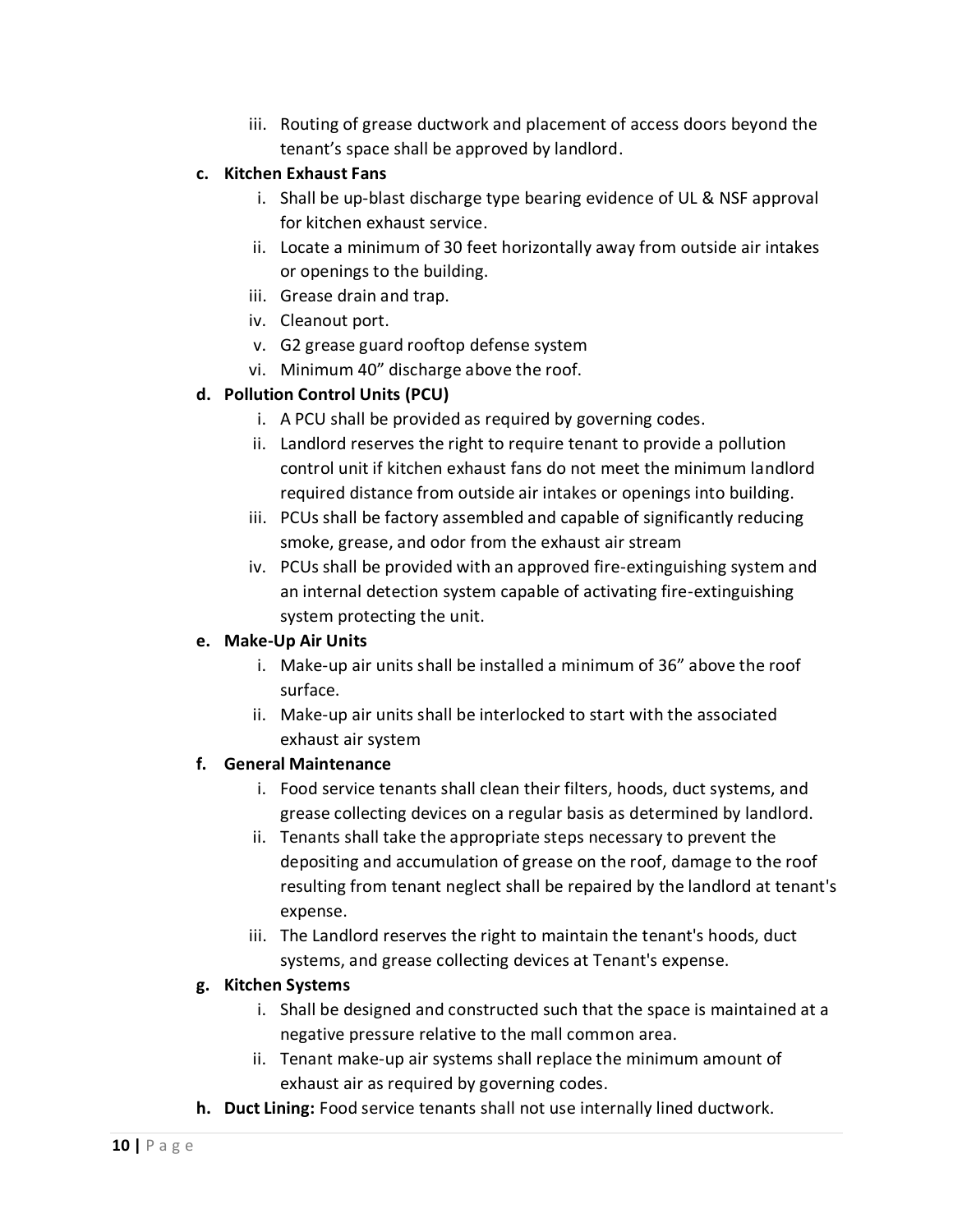iii. Routing of grease ductwork and placement of access doors beyond the tenant's space shall be approved by landlord.

**c. Kitchen Exhaust Fans**

   i. Shall be up-blast discharge type bearing evidence of UL & NSF approval for kitchen exhaust service.
   ii. Locate a minimum of 30 feet horizontally away from outside air intakes or openings to the building.
   iii. Grease drain and trap.
   iv. Cleanout port.
   v. G2 grease guard rooftop defense system
   vi. Minimum 40" discharge above the roof.

**d. Pollution Control Units (PCU)**

   i. A PCU shall be provided as required by governing codes.
   ii. Landlord reserves the right to require tenant to provide a pollution control unit if kitchen exhaust fans do not meet the minimum landlord required distance from outside air intakes or openings into building.
   iii. PCUs shall be factory assembled and capable of significantly reducing smoke, grease, and odor from the exhaust air stream
   iv. PCUs shall be provided with an approved fire-extinguishing system and an internal detection system capable of activating fire-extinguishing system protecting the unit.

**e. Make-Up Air Units**

   i. Make-up air units shall be installed a minimum of 36" above the roof surface.
   ii. Make-up air units shall be interlocked to start with the associated exhaust air system

**f. General Maintenance**

   i. Food service tenants shall clean their filters, hoods, duct systems, and grease collecting devices on a regular basis as determined by landlord.
   ii. Tenants shall take the appropriate steps necessary to prevent the depositing and accumulation of grease on the roof, damage to the roof resulting from tenant neglect shall be repaired by the landlord at tenant's expense.
   iii. The Landlord reserves the right to maintain the tenant's hoods, duct systems, and grease collecting devices at Tenant's expense.

**g. Kitchen Systems**

   i. Shall be designed and constructed such that the space is maintained at a negative pressure relative to the mall common area.
   ii. Tenant make-up air systems shall replace the minimum amount of exhaust air as required by governing codes.

**h. Duct Lining:** Food service tenants shall not use internally lined ductwork.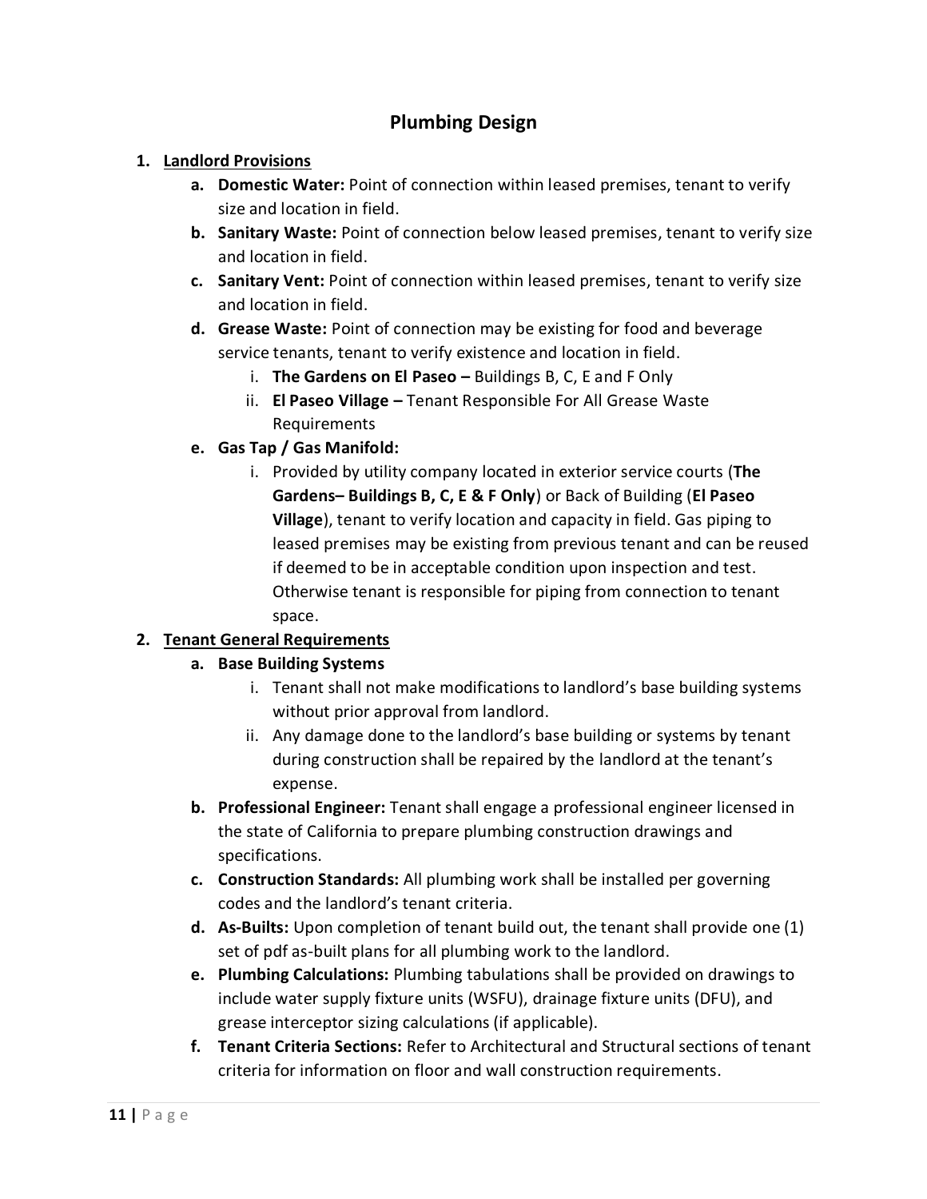# Plumbing Design

1. <u>**Landlord Provisions**</u>
   a. **Domestic Water:** Point of connection within leased premises, tenant to verify size and location in field.
   b. **Sanitary Waste:** Point of connection below leased premises, tenant to verify size and location in field.
   c. **Sanitary Vent:** Point of connection within leased premises, tenant to verify size and location in field.
   d. **Grease Waste:** Point of connection may be existing for food and beverage service tenants, tenant to verify existence and location in field.
      i. **The Gardens on El Paseo –** Buildings B, C, E and F Only
      ii. **El Paseo Village –** Tenant Responsible For All Grease Waste Requirements
   e. **Gas Tap / Gas Manifold:**
      i. Provided by utility company located in exterior service courts (**The Gardens– Buildings B, C, E & F Only**) or Back of Building (**El Paseo Village**), tenant to verify location and capacity in field. Gas piping to leased premises may be existing from previous tenant and can be reused if deemed to be in acceptable condition upon inspection and test. Otherwise tenant is responsible for piping from connection to tenant space.
2. <u>**Tenant General Requirements**</u>
   a. **Base Building Systems**
      i. Tenant shall not make modifications to landlord's base building systems without prior approval from landlord.
      ii. Any damage done to the landlord's base building or systems by tenant during construction shall be repaired by the landlord at the tenant's expense.
   b. **Professional Engineer:** Tenant shall engage a professional engineer licensed in the state of California to prepare plumbing construction drawings and specifications.
   c. **Construction Standards:** All plumbing work shall be installed per governing codes and the landlord's tenant criteria.
   d. **As-Builts:** Upon completion of tenant build out, the tenant shall provide one (1) set of pdf as-built plans for all plumbing work to the landlord.
   e. **Plumbing Calculations:** Plumbing tabulations shall be provided on drawings to include water supply fixture units (WSFU), drainage fixture units (DFU), and grease interceptor sizing calculations (if applicable).
   f. **Tenant Criteria Sections:** Refer to Architectural and Structural sections of tenant criteria for information on floor and wall construction requirements.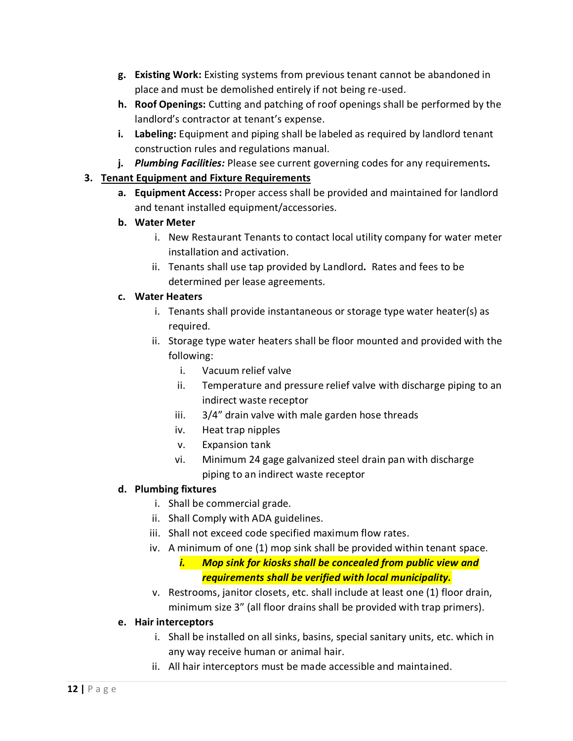g. **Existing Work:** Existing systems from previous tenant cannot be abandoned in place and must be demolished entirely if not being re-used.

h. **Roof Openings:** Cutting and patching of roof openings shall be performed by the landlord's contractor at tenant's expense.

i. **Labeling:** Equipment and piping shall be labeled as required by landlord tenant construction rules and regulations manual.

j. ***Plumbing Facilities:*** Please see current governing codes for any requirements***.***

3. **<u>Tenant Equipment and Fixture Requirements</u>**

   a. **Equipment Access:** Proper access shall be provided and maintained for landlord and tenant installed equipment/accessories.

   b. **Water Meter**

      i. New Restaurant Tenants to contact local utility company for water meter installation and activation.

      ii. Tenants shall use tap provided by Landlord***.*** Rates and fees to be determined per lease agreements.

   c. **Water Heaters**

      i. Tenants shall provide instantaneous or storage type water heater(s) as required.

      ii. Storage type water heaters shall be floor mounted and provided with the following:

         i. Vacuum relief valve

         ii. Temperature and pressure relief valve with discharge piping to an indirect waste receptor

         iii. 3/4" drain valve with male garden hose threads

         iv. Heat trap nipples

         v. Expansion tank

         vi. Minimum 24 gage galvanized steel drain pan with discharge piping to an indirect waste receptor

   d. **Plumbing fixtures**

      i. Shall be commercial grade.

      ii. Shall Comply with ADA guidelines.

      iii. Shall not exceed code specified maximum flow rates.

      iv. A minimum of one (1) mop sink shall be provided within tenant space.

         ***i. Mop sink for kiosks shall be concealed from public view and requirements shall be verified with local municipality.***

      v. Restrooms, janitor closets, etc. shall include at least one (1) floor drain, minimum size 3" (all floor drains shall be provided with trap primers).

   e. **Hair interceptors**

      i. Shall be installed on all sinks, basins, special sanitary units, etc. which in any way receive human or animal hair.

      ii. All hair interceptors must be made accessible and maintained.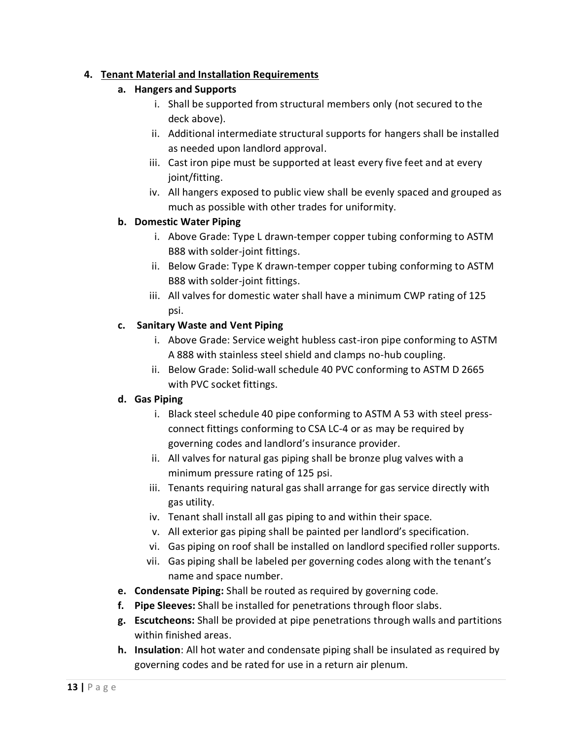4. **Tenant Material and Installation Requirements**

   a. **Hangers and Supports**
      i. Shall be supported from structural members only (not secured to the deck above).
      ii. Additional intermediate structural supports for hangers shall be installed as needed upon landlord approval.
      iii. Cast iron pipe must be supported at least every five feet and at every joint/fitting.
      iv. All hangers exposed to public view shall be evenly spaced and grouped as much as possible with other trades for uniformity.

   b. **Domestic Water Piping**
      i. Above Grade: Type L drawn-temper copper tubing conforming to ASTM B88 with solder-joint fittings.
      ii. Below Grade: Type K drawn-temper copper tubing conforming to ASTM B88 with solder-joint fittings.
      iii. All valves for domestic water shall have a minimum CWP rating of 125 psi.

   c. **Sanitary Waste and Vent Piping**
      i. Above Grade: Service weight hubless cast-iron pipe conforming to ASTM A 888 with stainless steel shield and clamps no-hub coupling.
      ii. Below Grade: Solid-wall schedule 40 PVC conforming to ASTM D 2665 with PVC socket fittings.

   d. **Gas Piping**
      i. Black steel schedule 40 pipe conforming to ASTM A 53 with steel press-connect fittings conforming to CSA LC-4 or as may be required by governing codes and landlord's insurance provider.
      ii. All valves for natural gas piping shall be bronze plug valves with a minimum pressure rating of 125 psi.
      iii. Tenants requiring natural gas shall arrange for gas service directly with gas utility.
      iv. Tenant shall install all gas piping to and within their space.
      v. All exterior gas piping shall be painted per landlord's specification.
      vi. Gas piping on roof shall be installed on landlord specified roller supports.
      vii. Gas piping shall be labeled per governing codes along with the tenant's name and space number.

   e. **Condensate Piping:** Shall be routed as required by governing code.

   f. **Pipe Sleeves:** Shall be installed for penetrations through floor slabs.

   g. **Escutcheons:** Shall be provided at pipe penetrations through walls and partitions within finished areas.

   h. **Insulation**: All hot water and condensate piping shall be insulated as required by governing codes and be rated for use in a return air plenum.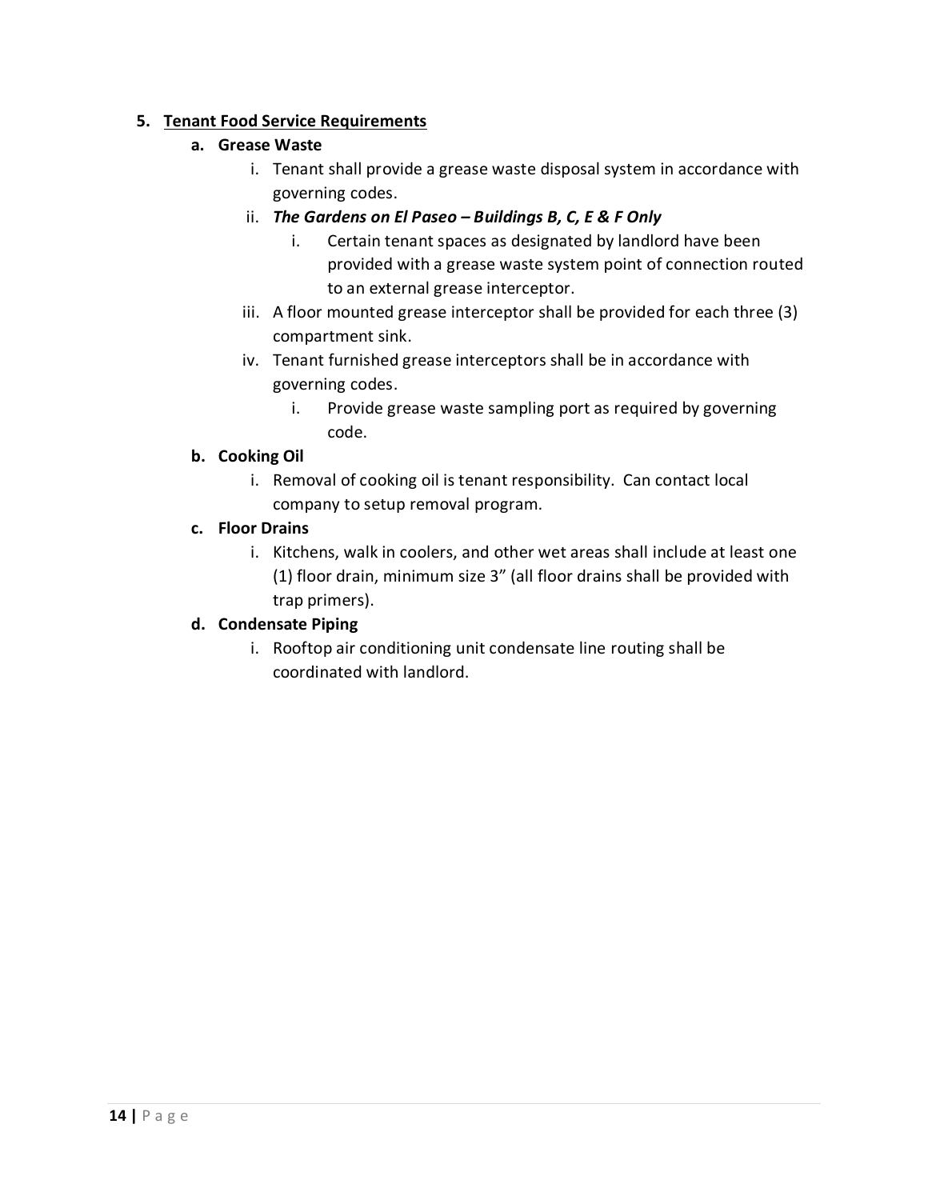5. **<u>Tenant Food Service Requirements</u>**
   a. **Grease Waste**
      i. Tenant shall provide a grease waste disposal system in accordance with governing codes.
      ii. ***The Gardens on El Paseo – Buildings B, C, E & F Only***
         i. Certain tenant spaces as designated by landlord have been provided with a grease waste system point of connection routed to an external grease interceptor.
      iii. A floor mounted grease interceptor shall be provided for each three (3) compartment sink.
      iv. Tenant furnished grease interceptors shall be in accordance with governing codes.
         i. Provide grease waste sampling port as required by governing code.
   b. **Cooking Oil**
      i. Removal of cooking oil is tenant responsibility. Can contact local company to setup removal program.
   c. **Floor Drains**
      i. Kitchens, walk in coolers, and other wet areas shall include at least one (1) floor drain, minimum size 3" (all floor drains shall be provided with trap primers).
   d. **Condensate Piping**
      i. Rooftop air conditioning unit condensate line routing shall be coordinated with landlord.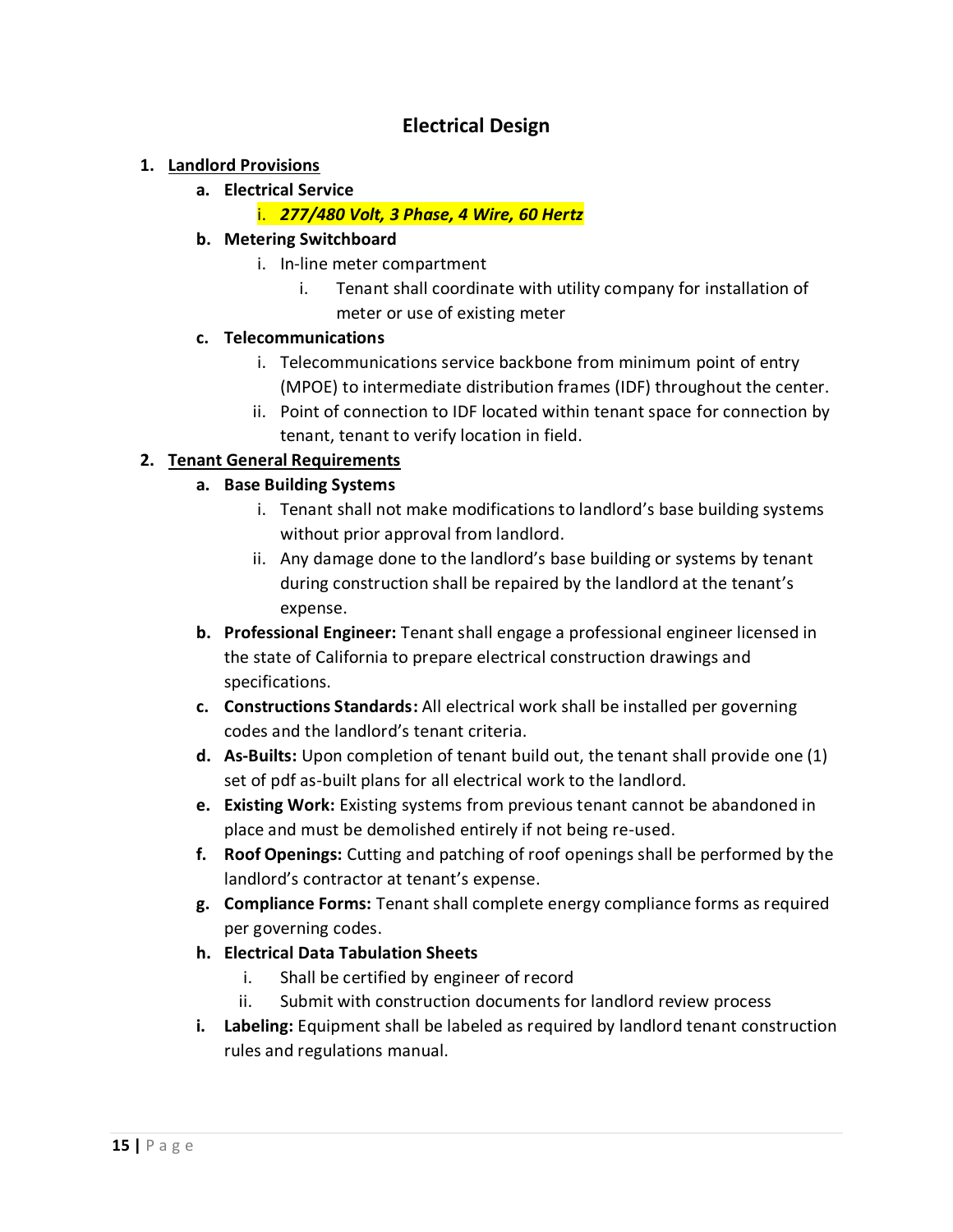# Electrical Design

1. **Landlord Provisions**
   a. **Electrical Service**
      i. ***277/480 Volt, 3 Phase, 4 Wire, 60 Hertz***
   b. **Metering Switchboard**
      i. In-line meter compartment
         i. Tenant shall coordinate with utility company for installation of meter or use of existing meter
   c. **Telecommunications**
      i. Telecommunications service backbone from minimum point of entry (MPOE) to intermediate distribution frames (IDF) throughout the center.
      ii. Point of connection to IDF located within tenant space for connection by tenant, tenant to verify location in field.

2. **Tenant General Requirements**
   a. **Base Building Systems**
      i. Tenant shall not make modifications to landlord's base building systems without prior approval from landlord.
      ii. Any damage done to the landlord's base building or systems by tenant during construction shall be repaired by the landlord at the tenant's expense.
   b. **Professional Engineer:** Tenant shall engage a professional engineer licensed in the state of California to prepare electrical construction drawings and specifications.
   c. **Constructions Standards:** All electrical work shall be installed per governing codes and the landlord's tenant criteria.
   d. **As-Builts:** Upon completion of tenant build out, the tenant shall provide one (1) set of pdf as-built plans for all electrical work to the landlord.
   e. **Existing Work:** Existing systems from previous tenant cannot be abandoned in place and must be demolished entirely if not being re-used.
   f. **Roof Openings:** Cutting and patching of roof openings shall be performed by the landlord's contractor at tenant's expense.
   g. **Compliance Forms:** Tenant shall complete energy compliance forms as required per governing codes.
   h. **Electrical Data Tabulation Sheets**
      i. Shall be certified by engineer of record
      ii. Submit with construction documents for landlord review process
   i. **Labeling:** Equipment shall be labeled as required by landlord tenant construction rules and regulations manual.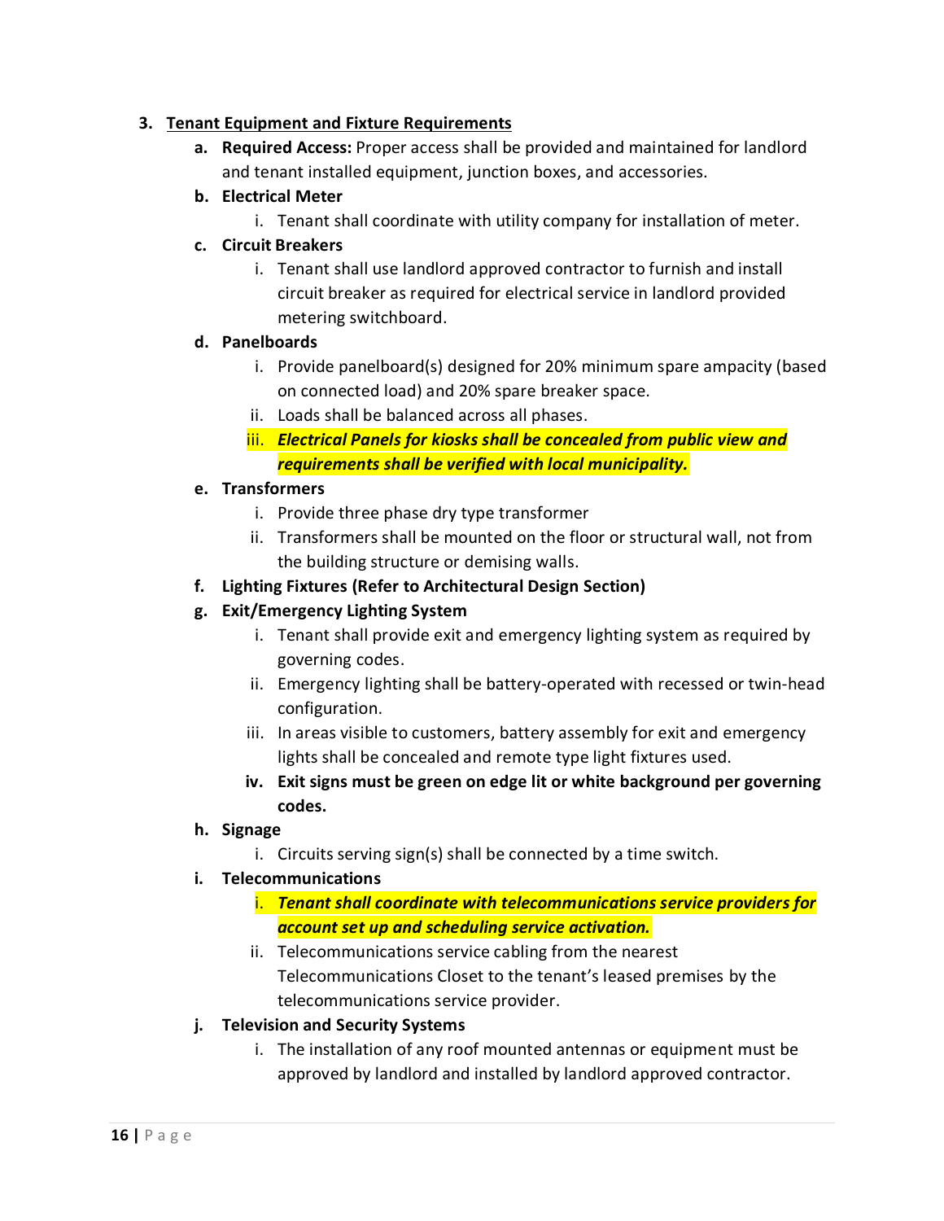3. **<u>Tenant Equipment and Fixture Requirements</u>**
   a. **Required Access:** Proper access shall be provided and maintained for landlord and tenant installed equipment, junction boxes, and accessories.
   b. **Electrical Meter**
      i. Tenant shall coordinate with utility company for installation of meter.
   c. **Circuit Breakers**
      i. Tenant shall use landlord approved contractor to furnish and install circuit breaker as required for electrical service in landlord provided metering switchboard.
   d. **Panelboards**
      i. Provide panelboard(s) designed for 20% minimum spare ampacity (based on connected load) and 20% spare breaker space.
      ii. Loads shall be balanced across all phases.
      iii. ***Electrical Panels for kiosks shall be concealed from public view and requirements shall be verified with local municipality.***
   e. **Transformers**
      i. Provide three phase dry type transformer
      ii. Transformers shall be mounted on the floor or structural wall, not from the building structure or demising walls.
   f. **Lighting Fixtures (Refer to Architectural Design Section)**
   g. **Exit/Emergency Lighting System**
      i. Tenant shall provide exit and emergency lighting system as required by governing codes.
      ii. Emergency lighting shall be battery-operated with recessed or twin-head configuration.
      iii. In areas visible to customers, battery assembly for exit and emergency lights shall be concealed and remote type light fixtures used.
      iv. **Exit signs must be green on edge lit or white background per governing codes.**
   h. **Signage**
      i. Circuits serving sign(s) shall be connected by a time switch.
   i. **Telecommunications**
      i. ***Tenant shall coordinate with telecommunications service providers for account set up and scheduling service activation.***
      ii. Telecommunications service cabling from the nearest Telecommunications Closet to the tenant's leased premises by the telecommunications service provider.
   j. **Television and Security Systems**
      i. The installation of any roof mounted antennas or equipment must be approved by landlord and installed by landlord approved contractor.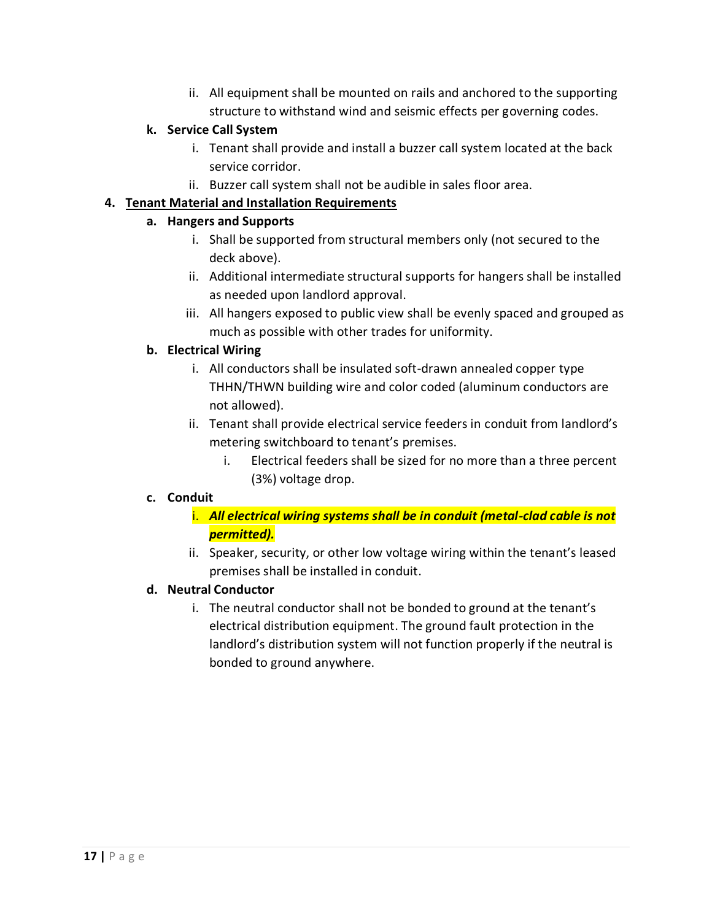ii. All equipment shall be mounted on rails and anchored to the supporting structure to withstand wind and seismic effects per governing codes.

**k. Service Call System**

   i. Tenant shall provide and install a buzzer call system located at the back service corridor.

   ii. Buzzer call system shall not be audible in sales floor area.

**4. <u>Tenant Material and Installation Requirements</u>**

**a. Hangers and Supports**

   i. Shall be supported from structural members only (not secured to the deck above).

   ii. Additional intermediate structural supports for hangers shall be installed as needed upon landlord approval.

   iii. All hangers exposed to public view shall be evenly spaced and grouped as much as possible with other trades for uniformity.

**b. Electrical Wiring**

   i. All conductors shall be insulated soft-drawn annealed copper type THHN/THWN building wire and color coded (aluminum conductors are not allowed).

   ii. Tenant shall provide electrical service feeders in conduit from landlord's metering switchboard to tenant's premises.

      i. Electrical feeders shall be sized for no more than a three percent (3%) voltage drop.

**c. Conduit**

   i. ***All electrical wiring systems shall be in conduit (metal-clad cable is not permitted).***

   ii. Speaker, security, or other low voltage wiring within the tenant's leased premises shall be installed in conduit.

**d. Neutral Conductor**

   i. The neutral conductor shall not be bonded to ground at the tenant's electrical distribution equipment. The ground fault protection in the landlord's distribution system will not function properly if the neutral is bonded to ground anywhere.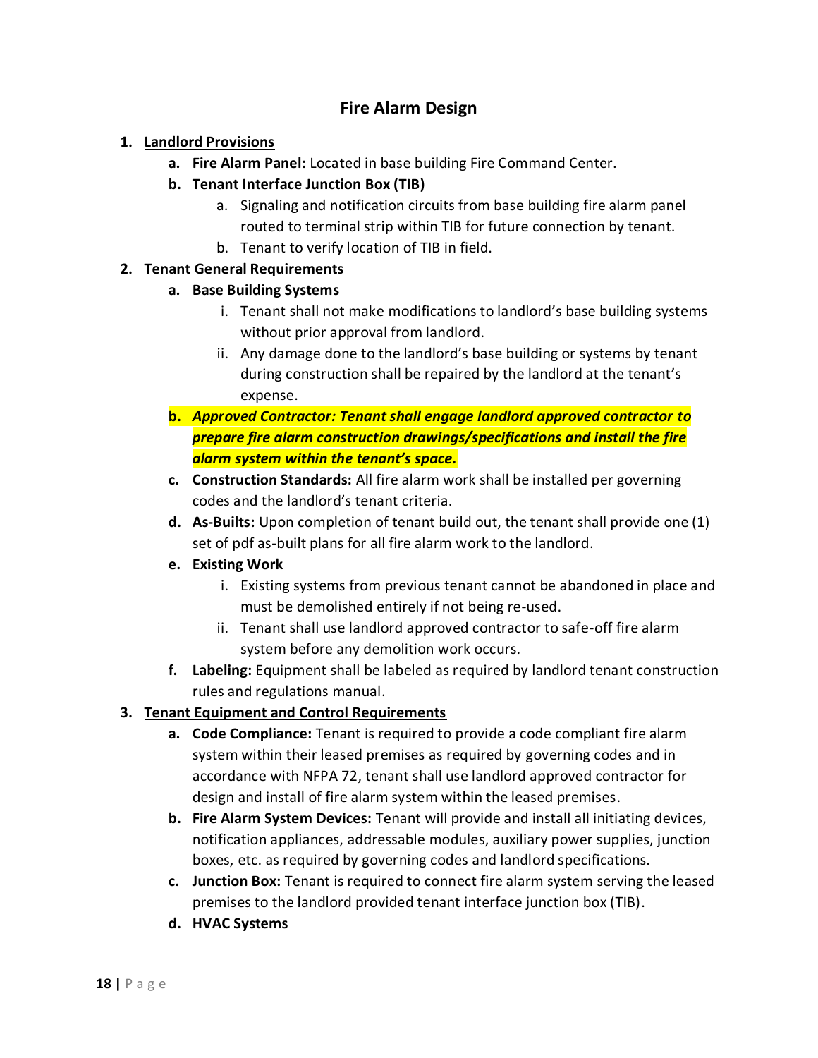## Fire Alarm Design

1. **Landlord Provisions**
   a. **Fire Alarm Panel:** Located in base building Fire Command Center.
   b. **Tenant Interface Junction Box (TIB)**
      a. Signaling and notification circuits from base building fire alarm panel routed to terminal strip within TIB for future connection by tenant.
      b. Tenant to verify location of TIB in field.
2. **Tenant General Requirements**
   a. **Base Building Systems**
      i. Tenant shall not make modifications to landlord's base building systems without prior approval from landlord.
      ii. Any damage done to the landlord's base building or systems by tenant during construction shall be repaired by the landlord at the tenant's expense.
   b. ***Approved Contractor: Tenant shall engage landlord approved contractor to prepare fire alarm construction drawings/specifications and install the fire alarm system within the tenant's space.***
   c. **Construction Standards:** All fire alarm work shall be installed per governing codes and the landlord's tenant criteria.
   d. **As-Builts:** Upon completion of tenant build out, the tenant shall provide one (1) set of pdf as-built plans for all fire alarm work to the landlord.
   e. **Existing Work**
      i. Existing systems from previous tenant cannot be abandoned in place and must be demolished entirely if not being re-used.
      ii. Tenant shall use landlord approved contractor to safe-off fire alarm system before any demolition work occurs.
   f. **Labeling:** Equipment shall be labeled as required by landlord tenant construction rules and regulations manual.
3. **Tenant Equipment and Control Requirements**
   a. **Code Compliance:** Tenant is required to provide a code compliant fire alarm system within their leased premises as required by governing codes and in accordance with NFPA 72, tenant shall use landlord approved contractor for design and install of fire alarm system within the leased premises.
   b. **Fire Alarm System Devices:** Tenant will provide and install all initiating devices, notification appliances, addressable modules, auxiliary power supplies, junction boxes, etc. as required by governing codes and landlord specifications.
   c. **Junction Box:** Tenant is required to connect fire alarm system serving the leased premises to the landlord provided tenant interface junction box (TIB).
   d. **HVAC Systems**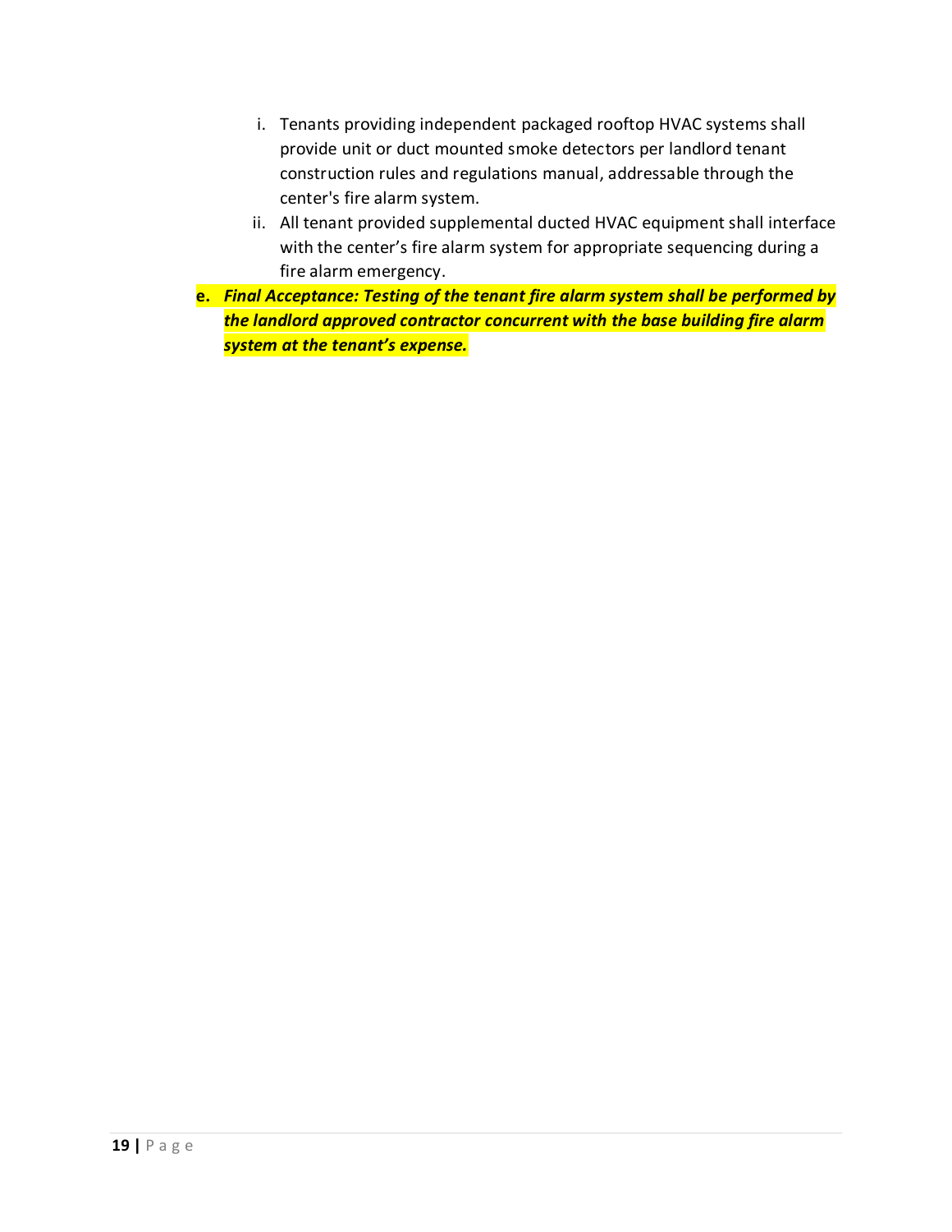i. Tenants providing independent packaged rooftop HVAC systems shall provide unit or duct mounted smoke detectors per landlord tenant construction rules and regulations manual, addressable through the center's fire alarm system.
   ii. All tenant provided supplemental ducted HVAC equipment shall interface with the center's fire alarm system for appropriate sequencing during a fire alarm emergency.

**e.** ***Final Acceptance: Testing of the tenant fire alarm system shall be performed by the landlord approved contractor concurrent with the base building fire alarm system at the tenant's expense.***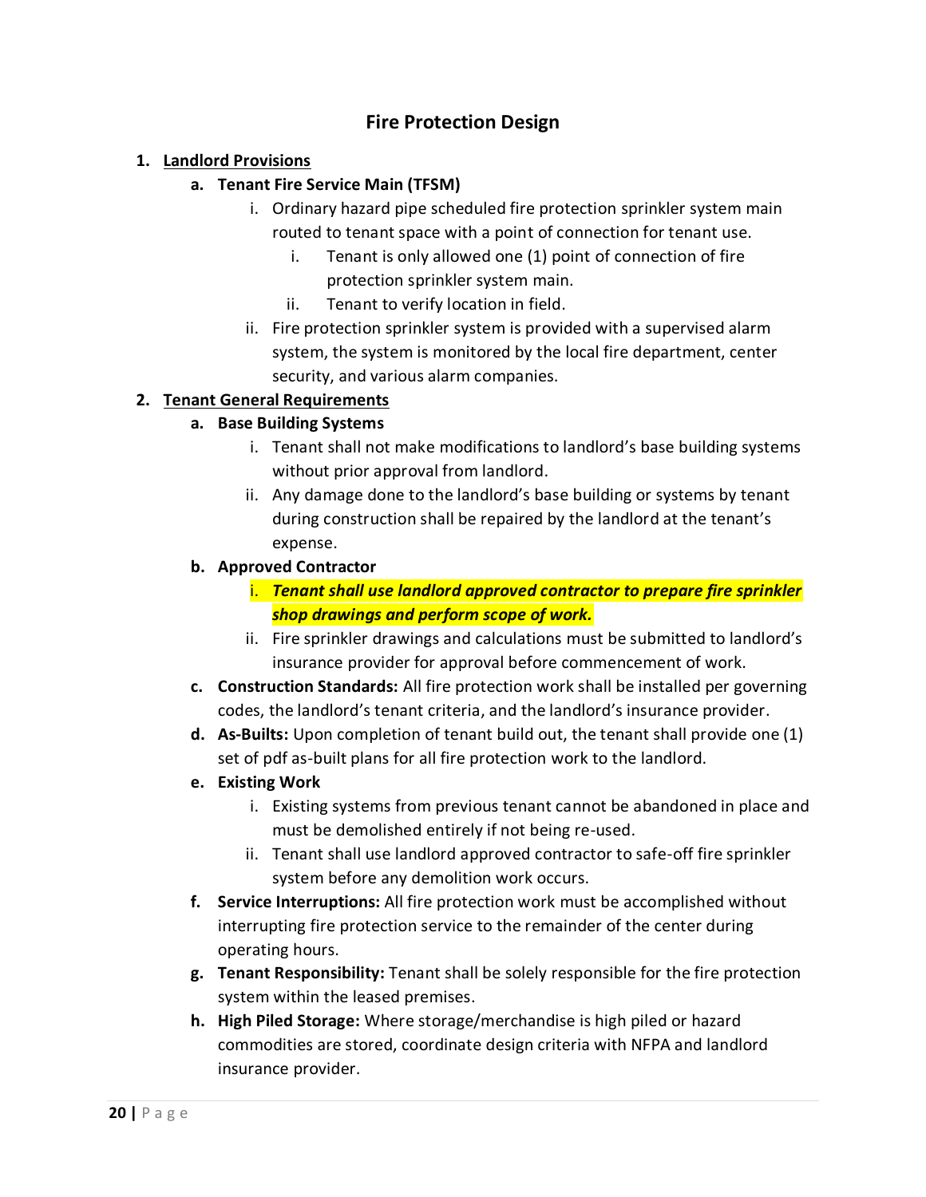## Fire Protection Design

1. **<u>Landlord Provisions</u>**
   a. **Tenant Fire Service Main (TFSM)**
      i. Ordinary hazard pipe scheduled fire protection sprinkler system main routed to tenant space with a point of connection for tenant use.
         i. Tenant is only allowed one (1) point of connection of fire protection sprinkler system main.
         ii. Tenant to verify location in field.
      ii. Fire protection sprinkler system is provided with a supervised alarm system, the system is monitored by the local fire department, center security, and various alarm companies.
2. **<u>Tenant General Requirements</u>**
   a. **Base Building Systems**
      i. Tenant shall not make modifications to landlord's base building systems without prior approval from landlord.
      ii. Any damage done to the landlord's base building or systems by tenant during construction shall be repaired by the landlord at the tenant's expense.
   b. **Approved Contractor**
      i. ***Tenant shall use landlord approved contractor to prepare fire sprinkler shop drawings and perform scope of work.***
      ii. Fire sprinkler drawings and calculations must be submitted to landlord's insurance provider for approval before commencement of work.
   c. **Construction Standards:** All fire protection work shall be installed per governing codes, the landlord's tenant criteria, and the landlord's insurance provider.
   d. **As-Builts:** Upon completion of tenant build out, the tenant shall provide one (1) set of pdf as-built plans for all fire protection work to the landlord.
   e. **Existing Work**
      i. Existing systems from previous tenant cannot be abandoned in place and must be demolished entirely if not being re-used.
      ii. Tenant shall use landlord approved contractor to safe-off fire sprinkler system before any demolition work occurs.
   f. **Service Interruptions:** All fire protection work must be accomplished without interrupting fire protection service to the remainder of the center during operating hours.
   g. **Tenant Responsibility:** Tenant shall be solely responsible for the fire protection system within the leased premises.
   h. **High Piled Storage:** Where storage/merchandise is high piled or hazard commodities are stored, coordinate design criteria with NFPA and landlord insurance provider.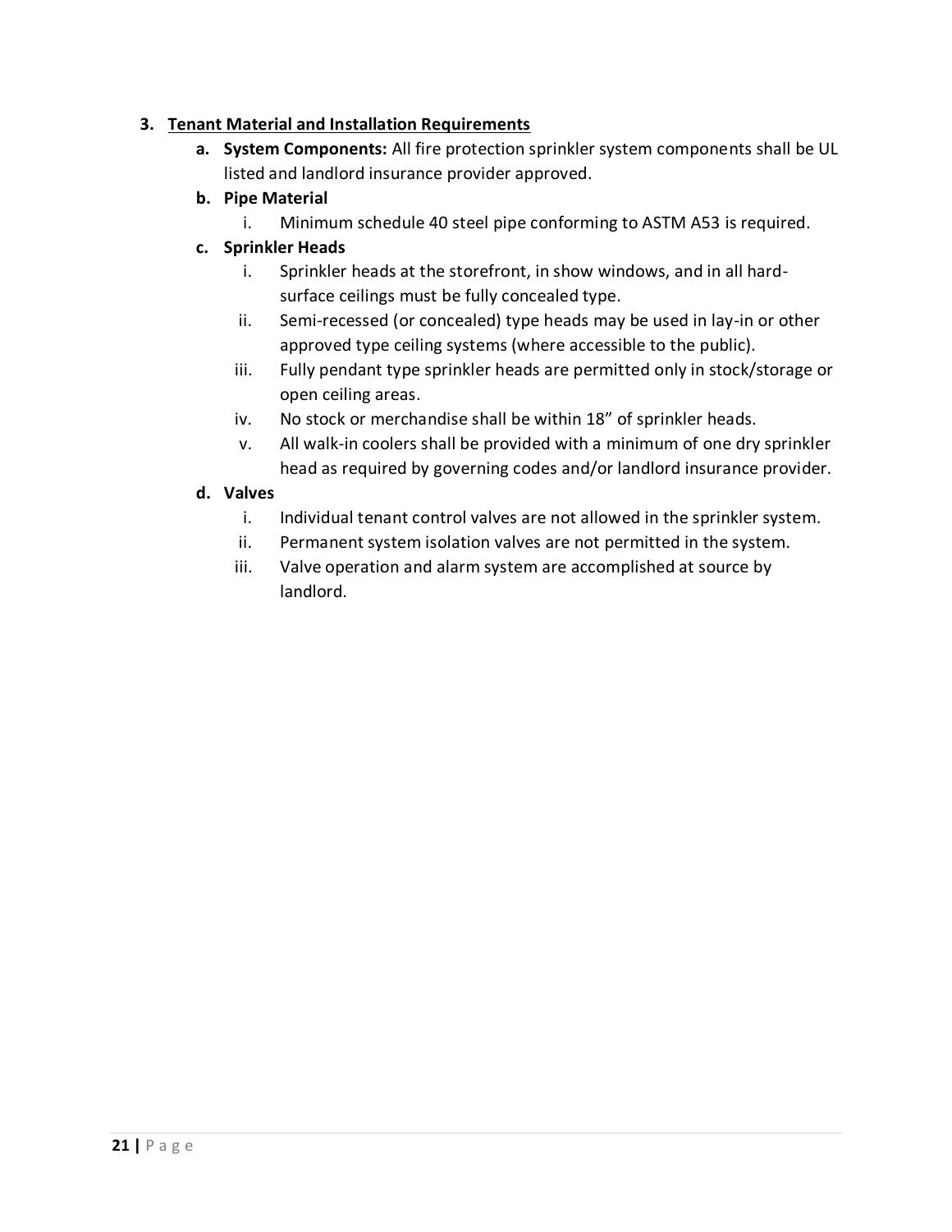3. <u>**Tenant Material and Installation Requirements**</u>
    a. **System Components:** All fire protection sprinkler system components shall be UL listed and landlord insurance provider approved.
    b. **Pipe Material**
        i. Minimum schedule 40 steel pipe conforming to ASTM A53 is required.
    c. **Sprinkler Heads**
        i. Sprinkler heads at the storefront, in show windows, and in all hard-surface ceilings must be fully concealed type.
        ii. Semi-recessed (or concealed) type heads may be used in lay-in or other approved type ceiling systems (where accessible to the public).
        iii. Fully pendant type sprinkler heads are permitted only in stock/storage or open ceiling areas.
        iv. No stock or merchandise shall be within 18" of sprinkler heads.
        v. All walk-in coolers shall be provided with a minimum of one dry sprinkler head as required by governing codes and/or landlord insurance provider.
    d. **Valves**
        i. Individual tenant control valves are not allowed in the sprinkler system.
        ii. Permanent system isolation valves are not permitted in the system.
        iii. Valve operation and alarm system are accomplished at source by landlord.